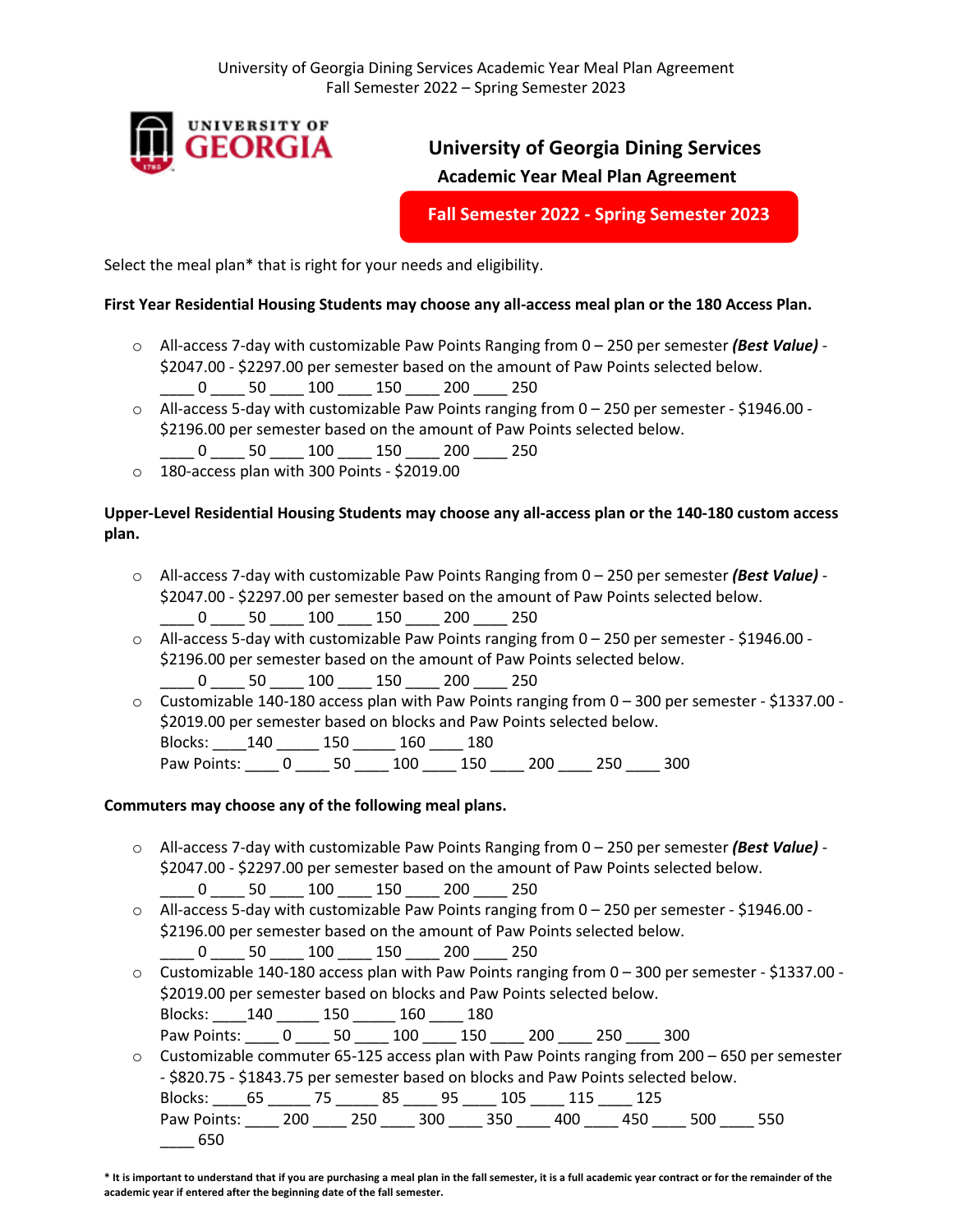# University of Georgia Dining Services

## Academic Year Meal Plan Agreement

**Fall Semester 2022 - Spring Semester 2023**

Select the meal plan* that is right for your needs and eligibility.

**First Year Residential Housing Students may choose any all-access meal plan or the 180 Access Plan.**

- All-access 7-day with customizable Paw Points Ranging from 0 – 250 per semester ***(Best Value)*** - $2047.00 - $2297.00 per semester based on the amount of Paw Points selected below.
  ____ 0 ____ 50 ____ 100 ____ 150 ____ 200 ____ 250
- All-access 5-day with customizable Paw Points ranging from 0 – 250 per semester - $1946.00 - $2196.00 per semester based on the amount of Paw Points selected below.
  ____ 0 ____ 50 ____ 100 ____ 150 ____ 200 ____ 250
- 180-access plan with 300 Points - $2019.00

**Upper-Level Residential Housing Students may choose any all-access plan or the 140-180 custom access plan.**

- All-access 7-day with customizable Paw Points Ranging from 0 – 250 per semester ***(Best Value)*** - $2047.00 - $2297.00 per semester based on the amount of Paw Points selected below.
  ____ 0 ____ 50 ____ 100 ____ 150 ____ 200 ____ 250
- All-access 5-day with customizable Paw Points ranging from 0 – 250 per semester - $1946.00 - $2196.00 per semester based on the amount of Paw Points selected below.
  ____ 0 ____ 50 ____ 100 ____ 150 ____ 200 ____ 250
- Customizable 140-180 access plan with Paw Points ranging from 0 – 300 per semester - $1337.00 - $2019.00 per semester based on blocks and Paw Points selected below.
  Blocks: ____140 _____ 150 _____ 160 ____ 180
  Paw Points: ____ 0 ____ 50 ____ 100 ____ 150 ____ 200 ____ 250 ____ 300

**Commuters may choose any of the following meal plans.**

- All-access 7-day with customizable Paw Points Ranging from 0 – 250 per semester ***(Best Value)*** - $2047.00 - $2297.00 per semester based on the amount of Paw Points selected below.
  ____ 0 ____ 50 ____ 100 ____ 150 ____ 200 ____ 250
- All-access 5-day with customizable Paw Points ranging from 0 – 250 per semester - $1946.00 - $2196.00 per semester based on the amount of Paw Points selected below.
  ____ 0 ____ 50 ____ 100 ____ 150 ____ 200 ____ 250
- Customizable 140-180 access plan with Paw Points ranging from 0 – 300 per semester - $1337.00 - $2019.00 per semester based on blocks and Paw Points selected below.
  Blocks: ____140 _____ 150 _____ 160 ____ 180
  Paw Points: ____ 0 ____ 50 ____ 100 ____ 150 ____ 200 ____ 250 ____ 300
- Customizable commuter 65-125 access plan with Paw Points ranging from 200 – 650 per semester - $820.75 - $1843.75 per semester based on blocks and Paw Points selected below.
  Blocks: ____65 _____ 75 _____ 85 ____ 95 ____ 105 ____ 115 ____ 125
  Paw Points: ____ 200 ____ 250 ____ 300 ____ 350 ____ 400 ____ 450 ____ 500 ____ 550 ____ 650

**\* It is important to understand that if you are purchasing a meal plan in the fall semester, it is a full academic year contract or for the remainder of the academic year if entered after the beginning date of the fall semester.**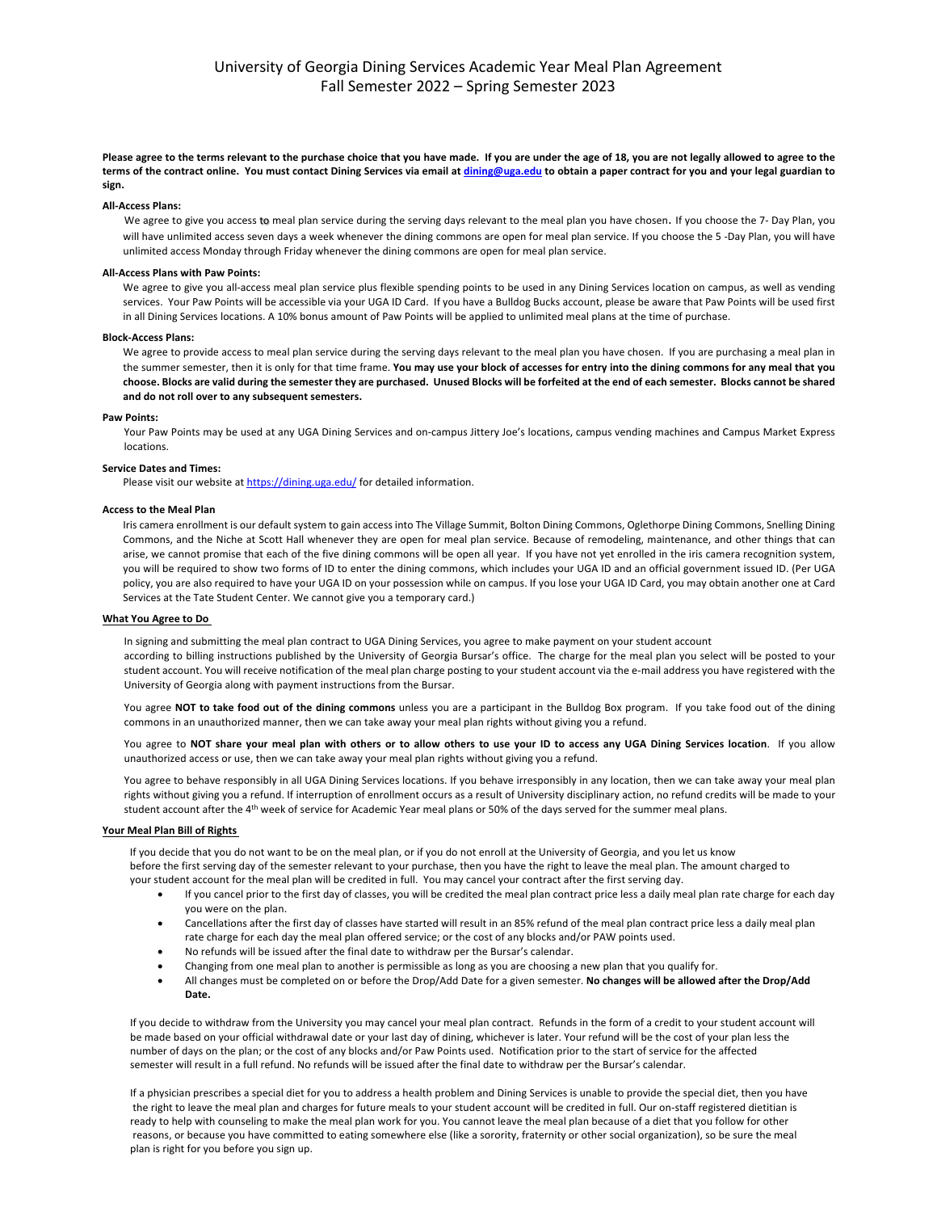# University of Georgia Dining Services Academic Year Meal Plan Agreement
# Fall Semester 2022 – Spring Semester 2023

**Please agree to the terms relevant to the purchase choice that you have made. If you are under the age of 18, you are not legally allowed to agree to the terms of the contract online. You must contact Dining Services via email at dining@uga.edu to obtain a paper contract for you and your legal guardian to sign.**

#### All-Access Plans:

We agree to give you access to meal plan service during the serving days relevant to the meal plan you have chosen. If you choose the 7- Day Plan, you will have unlimited access seven days a week whenever the dining commons are open for meal plan service. If you choose the 5 -Day Plan, you will have unlimited access Monday through Friday whenever the dining commons are open for meal plan service.

#### All-Access Plans with Paw Points:

We agree to give you all-access meal plan service plus flexible spending points to be used in any Dining Services location on campus, as well as vending services. Your Paw Points will be accessible via your UGA ID Card. If you have a Bulldog Bucks account, please be aware that Paw Points will be used first in all Dining Services locations. A 10% bonus amount of Paw Points will be applied to unlimited meal plans at the time of purchase.

#### Block-Access Plans:

We agree to provide access to meal plan service during the serving days relevant to the meal plan you have chosen. If you are purchasing a meal plan in the summer semester, then it is only for that time frame. **You may use your block of accesses for entry into the dining commons for any meal that you choose. Blocks are valid during the semester they are purchased. Unused Blocks will be forfeited at the end of each semester. Blocks cannot be shared and do not roll over to any subsequent semesters.**

#### Paw Points:

Your Paw Points may be used at any UGA Dining Services and on-campus Jittery Joe's locations, campus vending machines and Campus Market Express locations.

#### Service Dates and Times:

Please visit our website at https://dining.uga.edu/ for detailed information.

#### Access to the Meal Plan

Iris camera enrollment is our default system to gain access into The Village Summit, Bolton Dining Commons, Oglethorpe Dining Commons, Snelling Dining Commons, and the Niche at Scott Hall whenever they are open for meal plan service. Because of remodeling, maintenance, and other things that can arise, we cannot promise that each of the five dining commons will be open all year. If you have not yet enrolled in the iris camera recognition system, you will be required to show two forms of ID to enter the dining commons, which includes your UGA ID and an official government issued ID. (Per UGA policy, you are also required to have your UGA ID on your possession while on campus. If you lose your UGA ID Card, you may obtain another one at Card Services at the Tate Student Center. We cannot give you a temporary card.)

#### What You Agree to Do

In signing and submitting the meal plan contract to UGA Dining Services, you agree to make payment on your student account according to billing instructions published by the University of Georgia Bursar's office. The charge for the meal plan you select will be posted to your student account. You will receive notification of the meal plan charge posting to your student account via the e-mail address you have registered with the University of Georgia along with payment instructions from the Bursar.

You agree **NOT to take food out of the dining commons** unless you are a participant in the Bulldog Box program. If you take food out of the dining commons in an unauthorized manner, then we can take away your meal plan rights without giving you a refund.

You agree to **NOT share your meal plan with others or to allow others to use your ID to access any UGA Dining Services location**. If you allow unauthorized access or use, then we can take away your meal plan rights without giving you a refund.

You agree to behave responsibly in all UGA Dining Services locations. If you behave irresponsibly in any location, then we can take away your meal plan rights without giving you a refund. If interruption of enrollment occurs as a result of University disciplinary action, no refund credits will be made to your student account after the 4th week of service for Academic Year meal plans or 50% of the days served for the summer meal plans.

#### Your Meal Plan Bill of Rights

If you decide that you do not want to be on the meal plan, or if you do not enroll at the University of Georgia, and you let us know before the first serving day of the semester relevant to your purchase, then you have the right to leave the meal plan. The amount charged to your student account for the meal plan will be credited in full. You may cancel your contract after the first serving day.

- If you cancel prior to the first day of classes, you will be credited the meal plan contract price less a daily meal plan rate charge for each day you were on the plan.
- Cancellations after the first day of classes have started will result in an 85% refund of the meal plan contract price less a daily meal plan rate charge for each day the meal plan offered service; or the cost of any blocks and/or PAW points used.
- No refunds will be issued after the final date to withdraw per the Bursar's calendar.
- Changing from one meal plan to another is permissible as long as you are choosing a new plan that you qualify for.
- All changes must be completed on or before the Drop/Add Date for a given semester. **No changes will be allowed after the Drop/Add Date.**

If you decide to withdraw from the University you may cancel your meal plan contract. Refunds in the form of a credit to your student account will be made based on your official withdrawal date or your last day of dining, whichever is later. Your refund will be the cost of your plan less the number of days on the plan; or the cost of any blocks and/or Paw Points used. Notification prior to the start of service for the affected semester will result in a full refund. No refunds will be issued after the final date to withdraw per the Bursar's calendar.

If a physician prescribes a special diet for you to address a health problem and Dining Services is unable to provide the special diet, then you have the right to leave the meal plan and charges for future meals to your student account will be credited in full. Our on-staff registered dietitian is ready to help with counseling to make the meal plan work for you. You cannot leave the meal plan because of a diet that you follow for other reasons, or because you have committed to eating somewhere else (like a sorority, fraternity or other social organization), so be sure the meal plan is right for you before you sign up.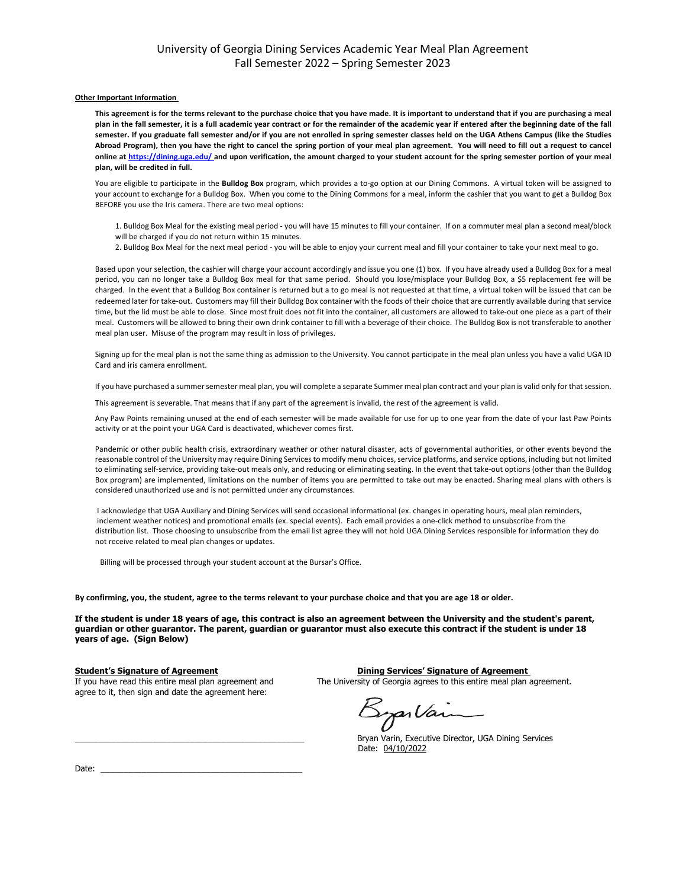# University of Georgia Dining Services Academic Year Meal Plan Agreement
## Fall Semester 2022 – Spring Semester 2023

**Other Important Information**

**This agreement is for the terms relevant to the purchase choice that you have made. It is important to understand that if you are purchasing a meal plan in the fall semester, it is a full academic year contract or for the remainder of the academic year if entered after the beginning date of the fall semester. If you graduate fall semester and/or if you are not enrolled in spring semester classes held on the UGA Athens Campus (like the Studies Abroad Program), then you have the right to cancel the spring portion of your meal plan agreement. You will need to fill out a request to cancel online at https://dining.uga.edu/ and upon verification, the amount charged to your student account for the spring semester portion of your meal plan, will be credited in full.**

You are eligible to participate in the **Bulldog Box** program, which provides a to-go option at our Dining Commons. A virtual token will be assigned to your account to exchange for a Bulldog Box. When you come to the Dining Commons for a meal, inform the cashier that you want to get a Bulldog Box BEFORE you use the Iris camera. There are two meal options:

1. Bulldog Box Meal for the existing meal period - you will have 15 minutes to fill your container. If on a commuter meal plan a second meal/block will be charged if you do not return within 15 minutes.
2. Bulldog Box Meal for the next meal period - you will be able to enjoy your current meal and fill your container to take your next meal to go.

Based upon your selection, the cashier will charge your account accordingly and issue you one (1) box. If you have already used a Bulldog Box for a meal period, you can no longer take a Bulldog Box meal for that same period. Should you lose/misplace your Bulldog Box, a $5 replacement fee will be charged. In the event that a Bulldog Box container is returned but a to go meal is not requested at that time, a virtual token will be issued that can be redeemed later for take-out. Customers may fill their Bulldog Box container with the foods of their choice that are currently available during that service time, but the lid must be able to close. Since most fruit does not fit into the container, all customers are allowed to take-out one piece as a part of their meal. Customers will be allowed to bring their own drink container to fill with a beverage of their choice. The Bulldog Box is not transferable to another meal plan user. Misuse of the program may result in loss of privileges.

Signing up for the meal plan is not the same thing as admission to the University. You cannot participate in the meal plan unless you have a valid UGA ID Card and iris camera enrollment.

If you have purchased a summer semester meal plan, you will complete a separate Summer meal plan contract and your plan is valid only for that session.

This agreement is severable. That means that if any part of the agreement is invalid, the rest of the agreement is valid.

Any Paw Points remaining unused at the end of each semester will be made available for use for up to one year from the date of your last Paw Points activity or at the point your UGA Card is deactivated, whichever comes first.

Pandemic or other public health crisis, extraordinary weather or other natural disaster, acts of governmental authorities, or other events beyond the reasonable control of the University may require Dining Services to modify menu choices, service platforms, and service options, including but not limited to eliminating self-service, providing take-out meals only, and reducing or eliminating seating. In the event that take-out options (other than the Bulldog Box program) are implemented, limitations on the number of items you are permitted to take out may be enacted. Sharing meal plans with others is considered unauthorized use and is not permitted under any circumstances.

I acknowledge that UGA Auxiliary and Dining Services will send occasional informational (ex. changes in operating hours, meal plan reminders, inclement weather notices) and promotional emails (ex. special events). Each email provides a one-click method to unsubscribe from the distribution list. Those choosing to unsubscribe from the email list agree they will not hold UGA Dining Services responsible for information they do not receive related to meal plan changes or updates.

Billing will be processed through your student account at the Bursar's Office.

**By confirming, you, the student, agree to the terms relevant to your purchase choice and that you are age 18 or older.**

**If the student is under 18 years of age, this contract is also an agreement between the University and the student's parent, guardian or other guarantor. The parent, guardian or guarantor must also execute this contract if the student is under 18 years of age. (Sign Below)**

**Student's Signature of Agreement**

If you have read this entire meal plan agreement and agree to it, then sign and date the agreement here:

\_\_\_\_\_\_\_\_\_\_\_\_\_\_\_\_\_\_\_\_\_\_\_\_\_\_\_\_\_\_\_\_\_\_\_\_\_\_\_\_

Date: \_\_\_\_\_\_\_\_\_\_\_\_\_\_\_\_\_\_\_\_\_\_\_\_\_\_\_\_\_\_\_\_\_\_\_\_

**Dining Services' Signature of Agreement**

The University of Georgia agrees to this entire meal plan agreement.

Bryan Varin

Bryan Varin, Executive Director, UGA Dining Services

Date: 04/10/2022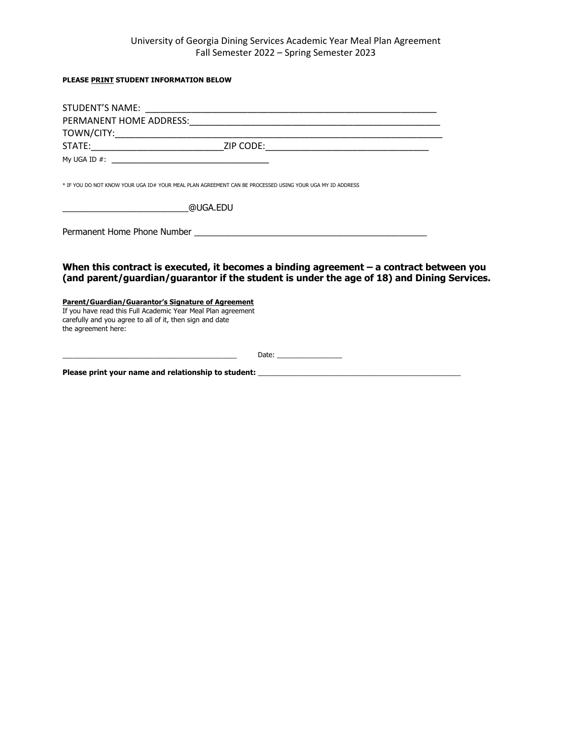University of Georgia Dining Services Academic Year Meal Plan Agreement
Fall Semester 2022 – Spring Semester 2023

**PLEASE PRINT STUDENT INFORMATION BELOW**

STUDENT'S NAME: ____________________________________________________________

PERMANENT HOME ADDRESS:_____________________________________________________

TOWN/CITY:_________________________________________________________________

STATE:__________________________ZIP CODE:________________________________

My UGA ID #: ________________________________

* IF YOU DO NOT KNOW YOUR UGA ID# YOUR MEAL PLAN AGREEMENT CAN BE PROCESSED USING YOUR UGA MY ID ADDRESS

_________________________@UGA.EDU

Permanent Home Phone Number _______________________________________________

**When this contract is executed, it becomes a binding agreement – a contract between you (and parent/guardian/guarantor if the student is under the age of 18) and Dining Services.**

**Parent/Guardian/Guarantor's Signature of Agreement**
If you have read this Full Academic Year Meal Plan agreement carefully and you agree to all of it, then sign and date the agreement here:

_____________________________________________ Date: ________________

**Please print your name and relationship to student:** _______________________________________________